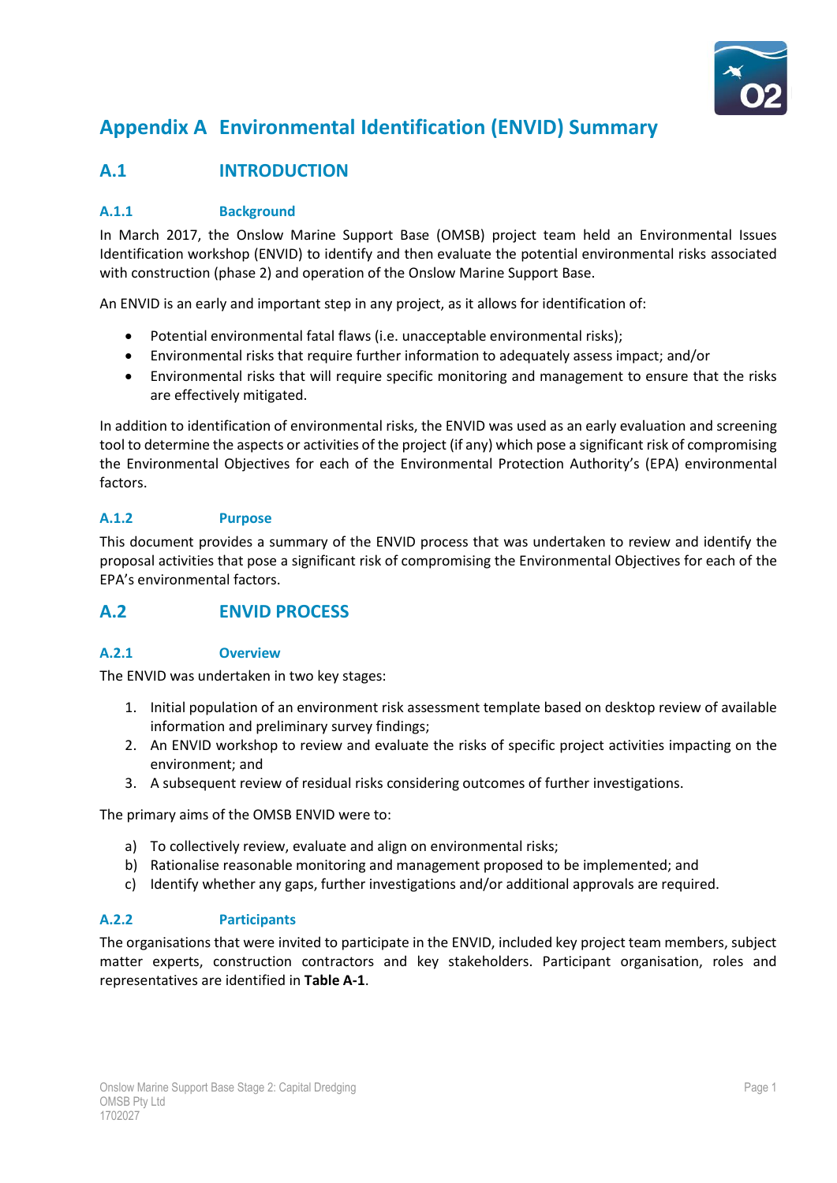# Appendix A Environmental Identification (ENVID) Summary

## A.1 INTRODUCTION

### A.1.1 Background

In March 2017, the Onslow Marine Support Base (OMSB) project team held an Environmental Issues Identification workshop (ENVID) to identify and then evaluate the potential environmental risks associated with construction (phase 2) and operation of the Onslow Marine Support Base.

An ENVID is an early and important step in any project, as it allows for identification of:

- Potential environmental fatal flaws (i.e. unacceptable environmental risks);
- Environmental risks that require further information to adequately assess impact; and/or
- Environmental risks that will require specific monitoring and management to ensure that the risks are effectively mitigated.

In addition to identification of environmental risks, the ENVID was used as an early evaluation and screening tool to determine the aspects or activities of the project (if any) which pose a significant risk of compromising the Environmental Objectives for each of the Environmental Protection Authority's (EPA) environmental factors.

### A.1.2 Purpose

This document provides a summary of the ENVID process that was undertaken to review and identify the proposal activities that pose a significant risk of compromising the Environmental Objectives for each of the EPA's environmental factors.

## A.2 ENVID PROCESS

### A.2.1 Overview

The ENVID was undertaken in two key stages:

1. Initial population of an environment risk assessment template based on desktop review of available information and preliminary survey findings;
2. An ENVID workshop to review and evaluate the risks of specific project activities impacting on the environment; and
3. A subsequent review of residual risks considering outcomes of further investigations.

The primary aims of the OMSB ENVID were to:

a) To collectively review, evaluate and align on environmental risks;
b) Rationalise reasonable monitoring and management proposed to be implemented; and
c) Identify whether any gaps, further investigations and/or additional approvals are required.

### A.2.2 Participants

The organisations that were invited to participate in the ENVID, included key project team members, subject matter experts, construction contractors and key stakeholders. Participant organisation, roles and representatives are identified in **Table A-1**.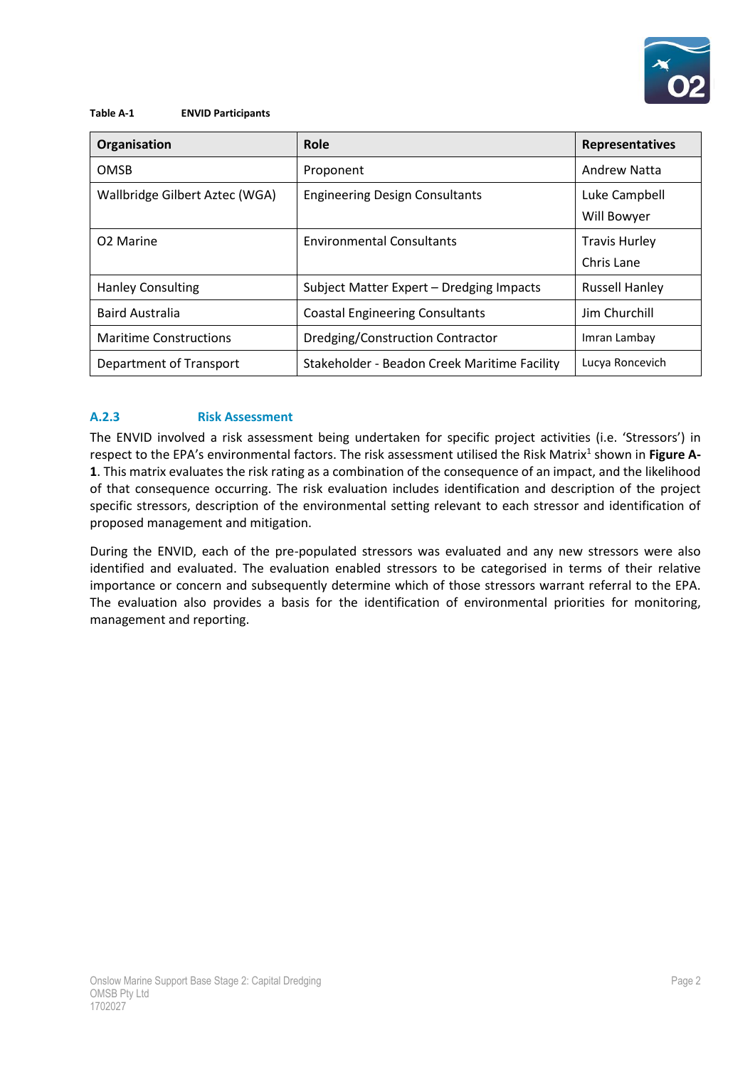**Table A-1 ENVID Participants**

| Organisation | Role | Representatives |
|---|---|---|
| OMSB | Proponent | Andrew Natta |
| Wallbridge Gilbert Aztec (WGA) | Engineering Design Consultants | Luke Campbell<br>Will Bowyer |
| O2 Marine | Environmental Consultants | Travis Hurley<br>Chris Lane |
| Hanley Consulting | Subject Matter Expert – Dredging Impacts | Russell Hanley |
| Baird Australia | Coastal Engineering Consultants | Jim Churchill |
| Maritime Constructions | Dredging/Construction Contractor | Imran Lambay |
| Department of Transport | Stakeholder - Beadon Creek Maritime Facility | Lucya Roncevich |

### A.2.3 Risk Assessment

The ENVID involved a risk assessment being undertaken for specific project activities (i.e. 'Stressors') in respect to the EPA's environmental factors. The risk assessment utilised the Risk Matrix[1] shown in **Figure A-1**. This matrix evaluates the risk rating as a combination of the consequence of an impact, and the likelihood of that consequence occurring. The risk evaluation includes identification and description of the project specific stressors, description of the environmental setting relevant to each stressor and identification of proposed management and mitigation.

During the ENVID, each of the pre-populated stressors was evaluated and any new stressors were also identified and evaluated. The evaluation enabled stressors to be categorised in terms of their relative importance or concern and subsequently determine which of those stressors warrant referral to the EPA. The evaluation also provides a basis for the identification of environmental priorities for monitoring, management and reporting.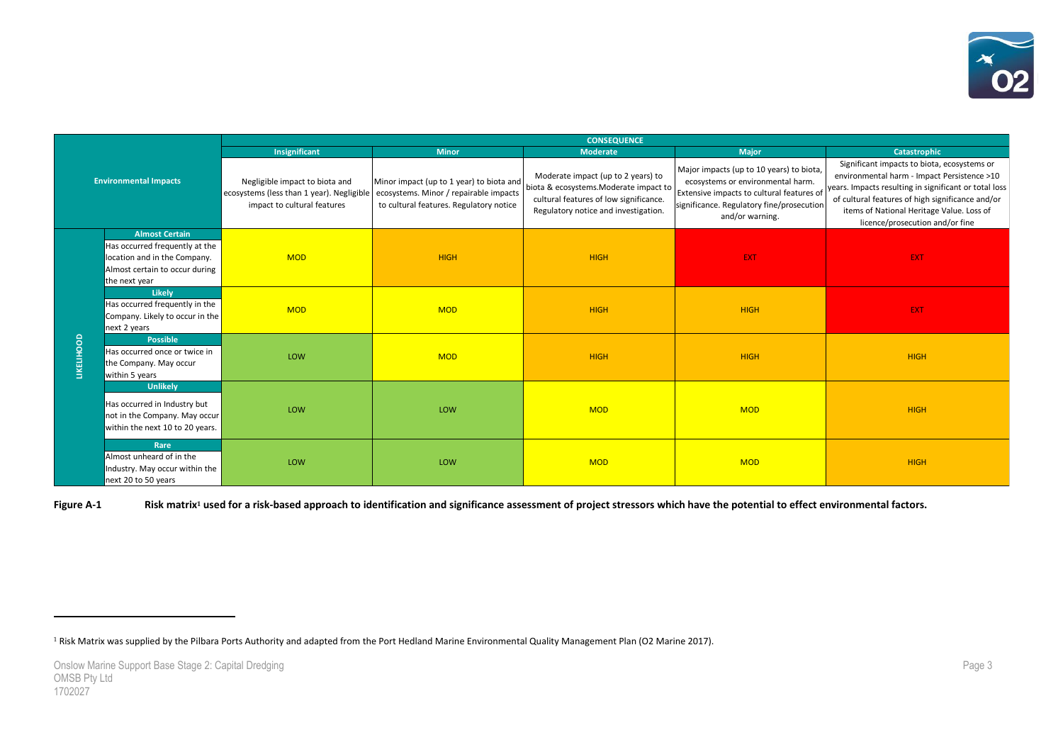| Environmental Impacts | | CONSEQUENCE | | | | |
|---|---|---|---|---|---|---|
| | | **Insignificant** | **Minor** | **Moderate** | **Major** | **Catastrophic** |
| | | Negligible impact to biota and ecosystems (less than 1 year). Negligible impact to cultural features | Minor impact (up to 1 year) to biota and ecosystems. Minor / repairable impacts to cultural features. Regulatory notice | Moderate impact (up to 2 years) to biota & ecosystems.Moderate impact to cultural features of low significance. Regulatory notice and investigation. | Major impacts (up to 10 years) to biota, ecosystems or environmental harm. Extensive impacts to cultural features of significance. Regulatory fine/prosecution and/or warning. | Significant impacts to biota, ecosystems or environmental harm - Impact Persistence >10 years. Impacts resulting in significant or total loss of cultural features of high significance and/or items of National Heritage Value. Loss of licence/prosecution and/or fine |
| **LIKELIHOOD** | **Almost Certain** Has occurred frequently at the location and in the Company. Almost certain to occur during the next year | MOD | HIGH | HIGH | EXT | EXT |
| | **Likely** Has occurred frequently in the Company. Likely to occur in the next 2 years | MOD | MOD | HIGH | HIGH | EXT |
| | **Possible** Has occurred once or twice in the Company. May occur within 5 years | LOW | MOD | HIGH | HIGH | HIGH |
| | **Unlikely** Has occurred in Industry but not in the Company. May occur within the next 10 to 20 years. | LOW | LOW | MOD | MOD | HIGH |
| | **Rare** Almost unheard of in the Industry. May occur within the next 20 to 50 years | LOW | LOW | MOD | MOD | HIGH |

**Figure A-1 Risk matrix[1] used for a risk-based approach to identification and significance assessment of project stressors which have the potential to effect environmental factors.**

[1] Risk Matrix was supplied by the Pilbara Ports Authority and adapted from the Port Hedland Marine Environmental Quality Management Plan (O2 Marine 2017).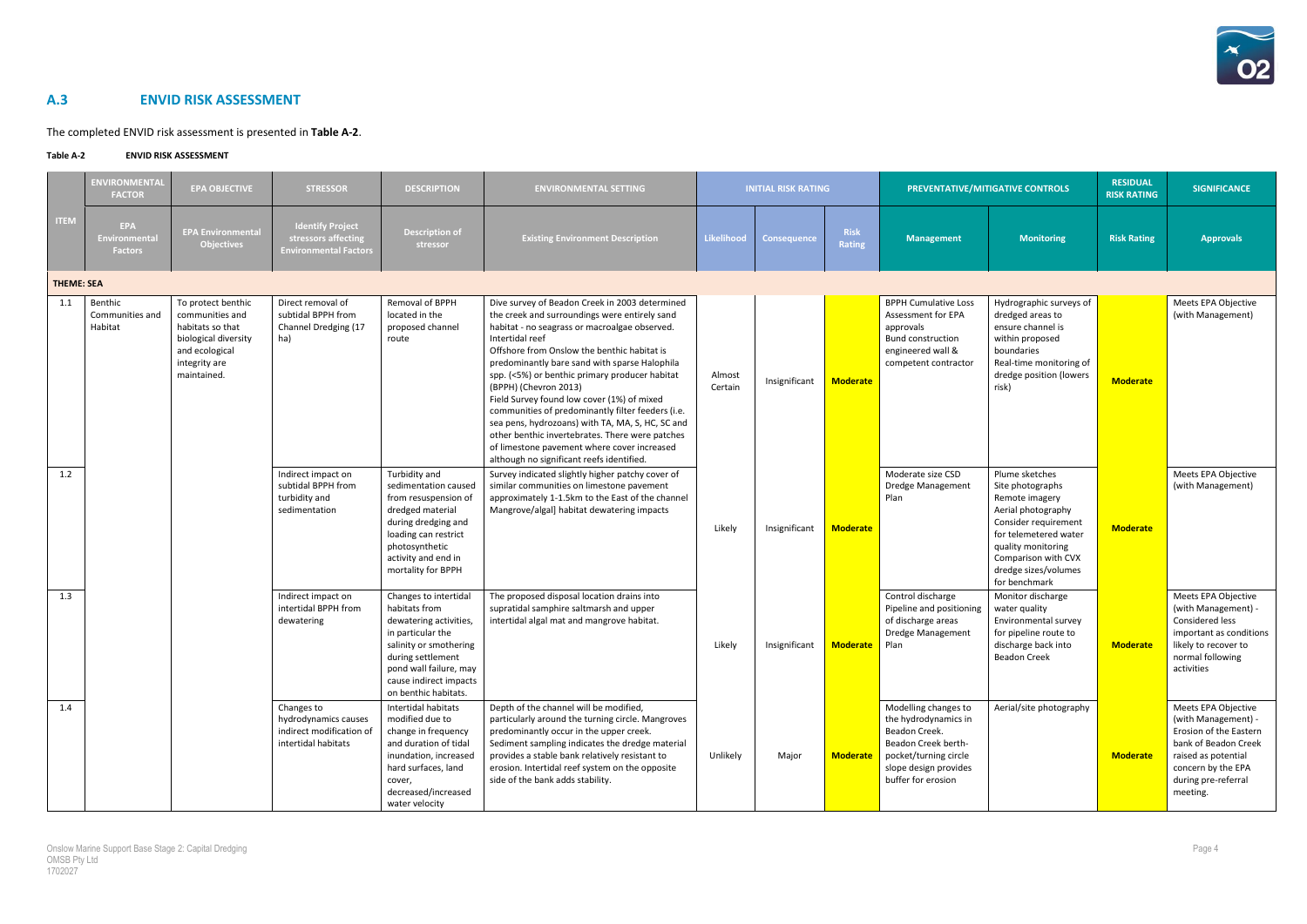## A.3 ENVID RISK ASSESSMENT

The completed ENVID risk assessment is presented in **Table A-2**.

**Table A-2 ENVID RISK ASSESSMENT**

| ITEM | ENVIRONMENTAL FACTOR | EPA OBJECTIVE | STRESSOR | DESCRIPTION | ENVIRONMENTAL SETTING | INITIAL RISK RATING | | | PREVENTATIVE/MITIGATIVE CONTROLS | | RESIDUAL RISK RATING | SIGNIFICANCE |
|---|---|---|---|---|---|---|---|---|---|---|---|---|
| | EPA Environmental Factors | EPA Environmental Objectives | Identify Project stressors affecting Environmental Factors | Description of stressor | Existing Environment Description | Likelihood | Consequence | Risk Rating | Management | Monitoring | Risk Rating | Approvals |
| **THEME: SEA** | | | | | | | | | | | | |
| 1.1 | Benthic Communities and Habitat | To protect benthic communities and habitats so that biological diversity and ecological integrity are maintained. | Direct removal of subtidal BPPH from Channel Dredging (17 ha) | Removal of BPPH located in the proposed channel route | Dive survey of Beadon Creek in 2003 determined the creek and surroundings were entirely sand habitat - no seagrass or macroalgae observed. Intertidal reef<br>Offshore from Onslow the benthic habitat is predominantly bare sand with sparse Halophila spp. (<5%) or benthic primary producer habitat (BPPH) (Chevron 2013)<br>Field Survey found low cover (1%) of mixed communities of predominantly filter feeders (i.e. sea pens, hydrozoans) with TA, MA, S, HC, SC and other benthic invertebrates. There were patches of limestone pavement where cover increased although no significant reefs identified. | Almost Certain | Insignificant | Moderate | BPPH Cumulative Loss Assessment for EPA approvals<br>Bund construction engineered wall & competent contractor | Hydrographic surveys of dredged areas to ensure channel is within proposed boundaries<br>Real-time monitoring of dredge position (lowers risk) | Moderate | Meets EPA Objective (with Management) |
| 1.2 | | | Indirect impact on subtidal BPPH from turbidity and sedimentation | Turbidity and sedimentation caused from resuspension of dredged material during dredging and loading can restrict photosynthetic activity and end in mortality for BPPH | Survey indicated slightly higher patchy cover of similar communities on limestone pavement approximately 1-1.5km to the East of the channel Mangrove/algal] habitat dewatering impacts | Likely | Insignificant | Moderate | Moderate size CSD<br>Dredge Management Plan | Plume sketches<br>Site photographs<br>Remote imagery<br>Aerial photography<br>Consider requirement for telemetered water quality monitoring<br>Comparison with CVX dredge sizes/volumes for benchmark | Moderate | Meets EPA Objective (with Management) |
| 1.3 | | | Indirect impact on intertidal BPPH from dewatering | Changes to intertidal habitats from dewatering activities, in particular the salinity or smothering during settlement pond wall failure, may cause indirect impacts on benthic habitats. | The proposed disposal location drains into supratidal samphire saltmarsh and upper intertidal algal mat and mangrove habitat. | Likely | Insignificant | Moderate | Control discharge<br>Pipeline and positioning of discharge areas<br>Dredge Management Plan | Monitor discharge water quality<br>Environmental survey for pipeline route to discharge back into Beadon Creek | Moderate | Meets EPA Objective (with Management) - Considered less important as conditions likely to recover to normal following activities |
| 1.4 | | | Changes to hydrodynamics causes indirect modification of intertidal habitats | Intertidal habitats modified due to change in frequency and duration of tidal inundation, increased hard surfaces, land cover, decreased/increased water velocity | Depth of the channel will be modified, particularly around the turning circle. Mangroves predominantly occur in the upper creek.<br>Sediment sampling indicates the dredge material provides a stable bank relatively resistant to erosion. Intertidal reef system on the opposite side of the bank adds stability. | Unlikely | Major | Moderate | Modelling changes to the hydrodynamics in Beadon Creek.<br>Beadon Creek berth-pocket/turning circle slope design provides buffer for erosion | Aerial/site photography | Moderate | Meets EPA Objective (with Management) - Erosion of the Eastern bank of Beadon Creek raised as potential concern by the EPA during pre-referral meeting. |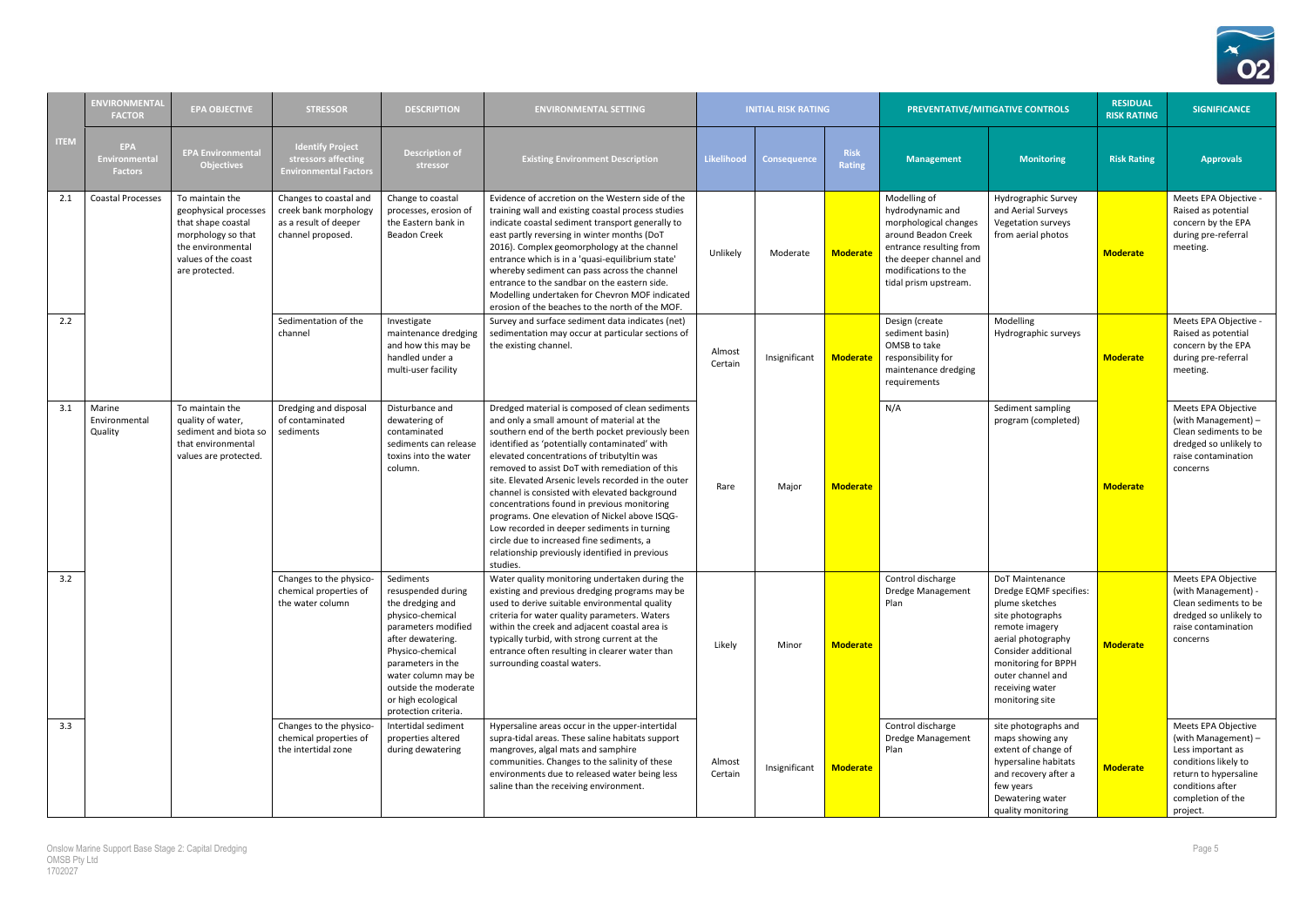| | ENVIRONMENTAL FACTOR | EPA OBJECTIVE | STRESSOR | DESCRIPTION | ENVIRONMENTAL SETTING | INITIAL RISK RATING | | | PREVENTATIVE/MITIGATIVE CONTROLS | | RESIDUAL RISK RATING | SIGNIFICANCE |
|---|---|---|---|---|---|---|---|---|---|---|---|---|
| ITEM | EPA Environmental Factors | EPA Environmental Objectives | Identify Project stressors affecting Environmental Factors | Description of stressor | Existing Environment Description | Likelihood | Consequence | Risk Rating | Management | Monitoring | Risk Rating | Approvals |
| 2.1 | Coastal Processes | To maintain the geophysical processes that shape coastal morphology so that the environmental values of the coast are protected. | Changes to coastal and creek bank morphology as a result of deeper channel proposed. | Change to coastal processes, erosion of the Eastern bank in Beadon Creek | Evidence of accretion on the Western side of the training wall and existing coastal process studies indicate coastal sediment transport generally to east partly reversing in winter months (DoT 2016). Complex geomorphology at the channel entrance which is in a 'quasi-equilibrium state' whereby sediment can pass across the channel entrance to the sandbar on the eastern side. Modelling undertaken for Chevron MOF indicated erosion of the beaches to the north of the MOF. | Unlikely | Moderate | Moderate | Modelling of hydrodynamic and morphological changes around Beadon Creek entrance resulting from the deeper channel and modifications to the tidal prism upstream. | Hydrographic Survey and Aerial Surveys Vegetation surveys from aerial photos | Moderate | Meets EPA Objective - Raised as potential concern by the EPA during pre-referral meeting. |
| 2.2 | | | Sedimentation of the channel | Investigate maintenance dredging and how this may be handled under a multi-user facility | Survey and surface sediment data indicates (net) sedimentation may occur at particular sections of the existing channel. | Almost Certain | Insignificant | Moderate | Design (create sediment basin) OMSB to take responsibility for maintenance dredging requirements | Modelling Hydrographic surveys | Moderate | Meets EPA Objective - Raised as potential concern by the EPA during pre-referral meeting. |
| 3.1 | Marine Environmental Quality | To maintain the quality of water, sediment and biota so that environmental values are protected. | Dredging and disposal of contaminated sediments | Disturbance and dewatering of contaminated sediments can release toxins into the water column. | Dredged material is composed of clean sediments and only a small amount of material at the southern end of the berth pocket previously been identified as 'potentially contaminated' with elevated concentrations of tributyltin was removed to assist DoT with remediation of this site. Elevated Arsenic levels recorded in the outer channel is consisted with elevated background concentrations found in previous monitoring programs. One elevation of Nickel above ISQG-Low recorded in deeper sediments in turning circle due to increased fine sediments, a relationship previously identified in previous studies. | Rare | Major | Moderate | N/A | Sediment sampling program (completed) | Moderate | Meets EPA Objective (with Management) – Clean sediments to be dredged so unlikely to raise contamination concerns |
| 3.2 | | | Changes to the physico-chemical properties of the water column | Sediments resuspended during the dredging and physico-chemical parameters modified after dewatering. Physico-chemical parameters in the water column may be outside the moderate or high ecological protection criteria. | Water quality monitoring undertaken during the existing and previous dredging programs may be used to derive suitable environmental quality criteria for water quality parameters. Waters within the creek and adjacent coastal area is typically turbid, with strong current at the entrance often resulting in clearer water than surrounding coastal waters. | Likely | Minor | Moderate | Control discharge Dredge Management Plan | DoT Maintenance Dredge EQMF specifies: plume sketches site photographs remote imagery aerial photography Consider additional monitoring for BPPH outer channel and receiving water monitoring site | Moderate | Meets EPA Objective (with Management) - Clean sediments to be dredged so unlikely to raise contamination concerns |
| 3.3 | | | Changes to the physico-chemical properties of the intertidal zone | Intertidal sediment properties altered during dewatering | Hypersaline areas occur in the upper-intertidal supra-tidal areas. These saline habitats support mangroves, algal mats and samphire communities. Changes to the salinity of these environments due to released water being less saline than the receiving environment. | Almost Certain | Insignificant | Moderate | Control discharge Dredge Management Plan | site photographs and maps showing any extent of change of hypersaline habitats and recovery after a few years Dewatering water quality monitoring | Moderate | Meets EPA Objective (with Management) – Less important as conditions likely to return to hypersaline conditions after completion of the project. |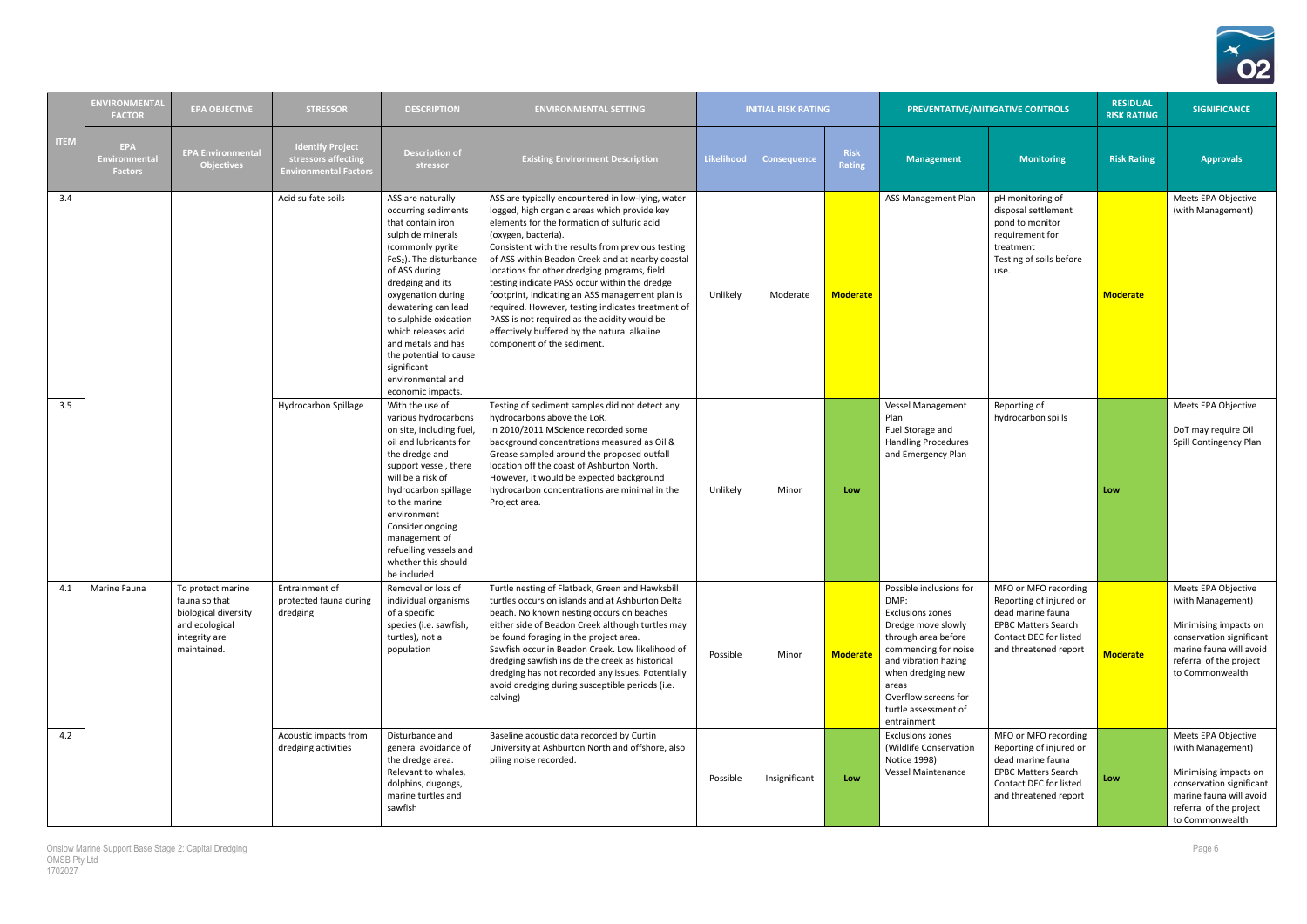| | ENVIRONMENTAL FACTOR | EPA OBJECTIVE | STRESSOR | DESCRIPTION | ENVIRONMENTAL SETTING | INITIAL RISK RATING | | | PREVENTATIVE/MITIGATIVE CONTROLS | | RESIDUAL RISK RATING | SIGNIFICANCE |
|---|---|---|---|---|---|---|---|---|---|---|---|---|
| ITEM | EPA Environmental Factors | EPA Environmental Objectives | Identify Project stressors affecting Environmental Factors | Description of stressor | Existing Environment Description | Likelihood | Consequence | Risk Rating | Management | Monitoring | Risk Rating | Approvals |
| 3.4 | | | Acid sulfate soils | ASS are naturally occurring sediments that contain iron sulphide minerals (commonly pyrite $FeS_2$). The disturbance of ASS during dredging and its oxygenation during dewatering can lead to sulphide oxidation which releases acid and metals and has the potential to cause significant environmental and economic impacts. | ASS are typically encountered in low-lying, water logged, high organic areas which provide key elements for the formation of sulfuric acid (oxygen, bacteria). Consistent with the results from previous testing of ASS within Beadon Creek and at nearby coastal locations for other dredging programs, field testing indicate PASS occur within the dredge footprint, indicating an ASS management plan is required. However, testing indicates treatment of PASS is not required as the acidity would be effectively buffered by the natural alkaline component of the sediment. | Unlikely | Moderate | **Moderate** | ASS Management Plan | pH monitoring of disposal settlement pond to monitor requirement for treatment<br>Testing of soils before use. | **Moderate** | Meets EPA Objective (with Management) |
| 3.5 | | | Hydrocarbon Spillage | With the use of various hydrocarbons on site, including fuel, oil and lubricants for the dredge and support vessel, there will be a risk of hydrocarbon spillage to the marine environment<br>Consider ongoing management of refuelling vessels and whether this should be included | Testing of sediment samples did not detect any hydrocarbons above the LoR.<br>In 2010/2011 MScience recorded some background concentrations measured as Oil & Grease sampled around the proposed outfall location off the coast of Ashburton North. However, it would be expected background hydrocarbon concentrations are minimal in the Project area. | Unlikely | Minor | **Low** | Vessel Management Plan<br>Fuel Storage and Handling Procedures and Emergency Plan | Reporting of hydrocarbon spills | **Low** | Meets EPA Objective<br><br>DoT may require Oil Spill Contingency Plan |
| 4.1 | Marine Fauna | To protect marine fauna so that biological diversity and ecological integrity are maintained. | Entrainment of protected fauna during dredging | Removal or loss of individual organisms of a specific species (i.e. sawfish, turtles), not a population | Turtle nesting of Flatback, Green and Hawksbill turtles occurs on islands and at Ashburton Delta beach. No known nesting occurs on beaches either side of Beadon Creek although turtles may be found foraging in the project area.<br>Sawfish occur in Beadon Creek. Low likelihood of dredging sawfish inside the creek as historical dredging has not recorded any issues. Potentially avoid dredging during susceptible periods (i.e. calving) | Possible | Minor | **Moderate** | Possible inclusions for DMP:<br>Exclusions zones<br>Dredge move slowly through area before commencing for noise and vibration hazing when dredging new areas<br>Overflow screens for turtle assessment of entrainment | MFO or MFO recording<br>Reporting of injured or dead marine fauna<br>EPBC Matters Search<br>Contact DEC for listed and threatened report | **Moderate** | Meets EPA Objective (with Management)<br><br>Minimising impacts on conservation significant marine fauna will avoid referral of the project to Commonwealth |
| 4.2 | | | Acoustic impacts from dredging activities | Disturbance and general avoidance of the dredge area. Relevant to whales, dolphins, dugongs, marine turtles and sawfish | Baseline acoustic data recorded by Curtin University at Ashburton North and offshore, also piling noise recorded. | Possible | Insignificant | **Low** | Exclusions zones (Wildlife Conservation Notice 1998)<br>Vessel Maintenance | MFO or MFO recording<br>Reporting of injured or dead marine fauna<br>EPBC Matters Search<br>Contact DEC for listed and threatened report | **Low** | Meets EPA Objective (with Management)<br><br>Minimising impacts on conservation significant marine fauna will avoid referral of the project to Commonwealth |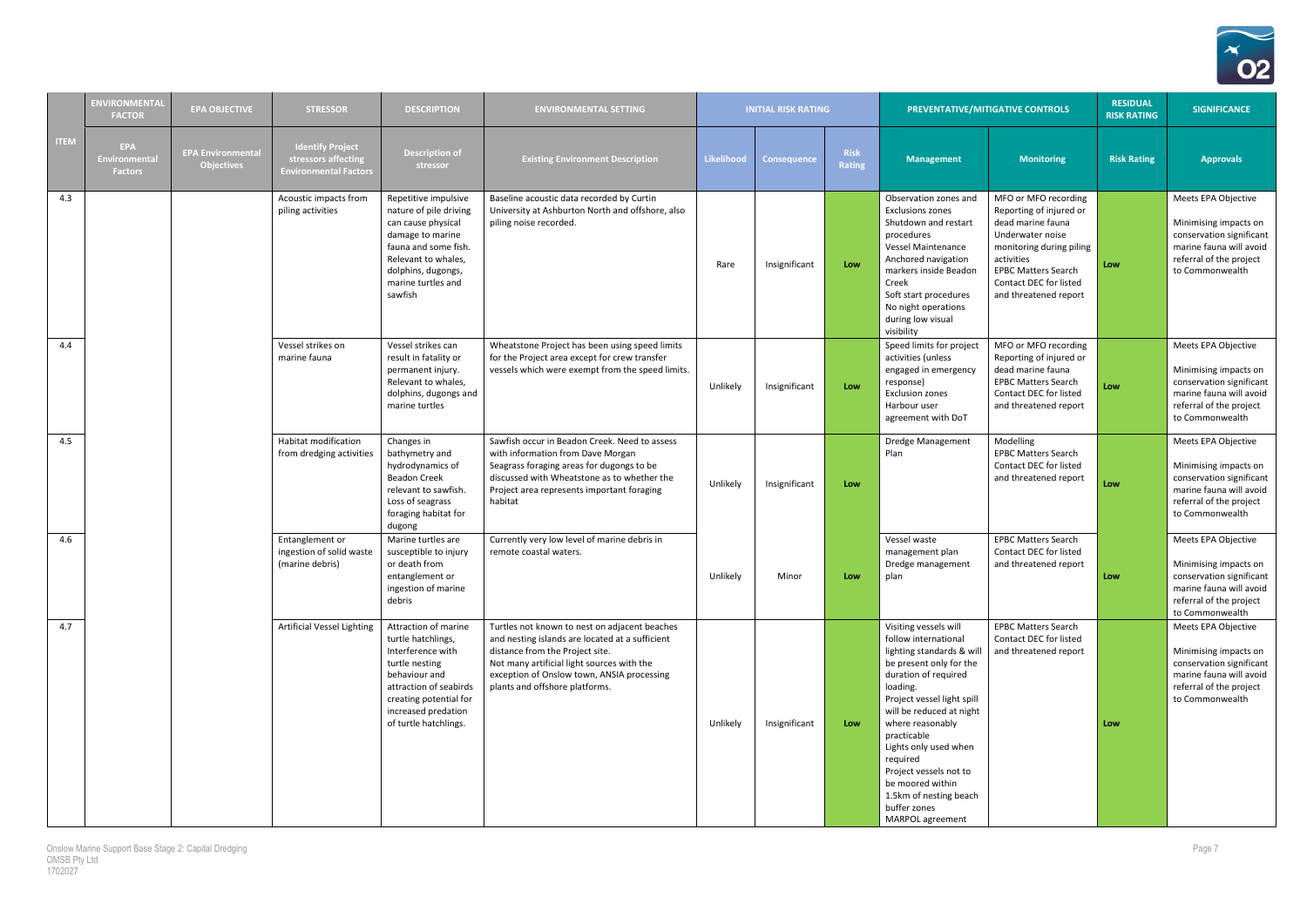| | ENVIRONMENTAL FACTOR | EPA OBJECTIVE | STRESSOR | DESCRIPTION | ENVIRONMENTAL SETTING | INITIAL RISK RATING | | | PREVENTATIVE/MITIGATIVE CONTROLS | | RESIDUAL RISK RATING | SIGNIFICANCE |
|---|---|---|---|---|---|---|---|---|---|---|---|---|
| **ITEM** | **EPA Environmental Factors** | **EPA Environmental Objectives** | **Identify Project stressors affecting Environmental Factors** | **Description of stressor** | **Existing Environment Description** | **Likelihood** | **Consequence** | **Risk Rating** | **Management** | **Monitoring** | **Risk Rating** | **Approvals** |
| 4.3 | | | Acoustic impacts from piling activities | Repetitive impulsive nature of pile driving can cause physical damage to marine fauna and some fish. Relevant to whales, dolphins, dugongs, marine turtles and sawfish | Baseline acoustic data recorded by Curtin University at Ashburton North and offshore, also piling noise recorded. | Rare | Insignificant | Low | Observation zones and Exclusions zones<br>Shutdown and restart procedures<br>Vessel Maintenance<br>Anchored navigation markers inside Beadon Creek<br>Soft start procedures<br>No night operations during low visual visibility | MFO or MFO recording<br>Reporting of injured or dead marine fauna<br>Underwater noise monitoring during piling activities<br>EPBC Matters Search<br>Contact DEC for listed and threatened report | Low | Meets EPA Objective<br><br>Minimising impacts on conservation significant marine fauna will avoid referral of the project to Commonwealth |
| 4.4 | | | Vessel strikes on marine fauna | Vessel strikes can result in fatality or permanent injury. Relevant to whales, dolphins, dugongs and marine turtles | Wheatstone Project has been using speed limits for the Project area except for crew transfer vessels which were exempt from the speed limits. | Unlikely | Insignificant | Low | Speed limits for project activities (unless engaged in emergency response)<br>Exclusion zones<br>Harbour user agreement with DoT | MFO or MFO recording<br>Reporting of injured or dead marine fauna<br>EPBC Matters Search<br>Contact DEC for listed and threatened report | Low | Meets EPA Objective<br><br>Minimising impacts on conservation significant marine fauna will avoid referral of the project to Commonwealth |
| 4.5 | | | Habitat modification from dredging activities | Changes in bathymetry and hydrodynamics of Beadon Creek relevant to sawfish. Loss of seagrass foraging habitat for dugong | Sawfish occur in Beadon Creek. Need to assess with information from Dave Morgan<br>Seagrass foraging areas for dugongs to be discussed with Wheatstone as to whether the Project area represents important foraging habitat | Unlikely | Insignificant | Low | Dredge Management Plan | Modelling<br>EPBC Matters Search<br>Contact DEC for listed and threatened report | Low | Meets EPA Objective<br><br>Minimising impacts on conservation significant marine fauna will avoid referral of the project to Commonwealth |
| 4.6 | | | Entanglement or ingestion of solid waste (marine debris) | Marine turtles are susceptible to injury or death from entanglement or ingestion of marine debris | Currently very low level of marine debris in remote coastal waters. | Unlikely | Minor | Low | Vessel waste management plan<br>Dredge management plan | EPBC Matters Search<br>Contact DEC for listed and threatened report | Low | Meets EPA Objective<br><br>Minimising impacts on conservation significant marine fauna will avoid referral of the project to Commonwealth |
| 4.7 | | | Artificial Vessel Lighting | Attraction of marine turtle hatchlings, Interference with turtle nesting behaviour and attraction of seabirds creating potential for increased predation of turtle hatchlings. | Turtles not known to nest on adjacent beaches and nesting islands are located at a sufficient distance from the Project site.<br>Not many artificial light sources with the exception of Onslow town, ANSIA processing plants and offshore platforms. | Unlikely | Insignificant | Low | Visiting vessels will follow international lighting standards & will be present only for the duration of required loading.<br>Project vessel light spill will be reduced at night where reasonably practicable<br>Lights only used when required<br>Project vessels not to be moored within 1.5km of nesting beach buffer zones<br>MARPOL agreement | EPBC Matters Search<br>Contact DEC for listed and threatened report | Low | Meets EPA Objective<br><br>Minimising impacts on conservation significant marine fauna will avoid referral of the project to Commonwealth |

Onslow Marine Support Base Stage 2: Capital Dredging
OMSB Pty Ltd
1702027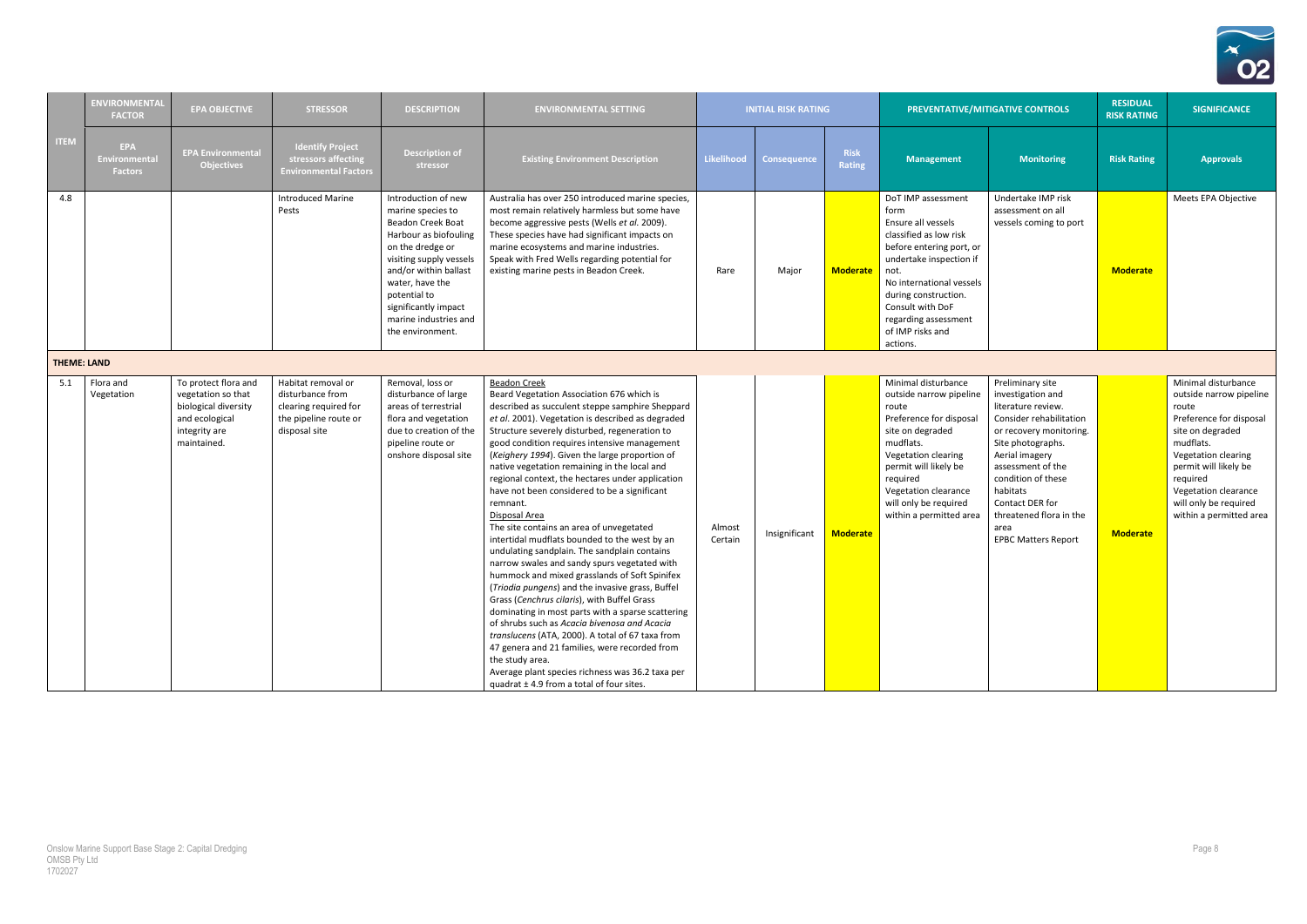| | ENVIRONMENTAL FACTOR | EPA OBJECTIVE | STRESSOR | DESCRIPTION | ENVIRONMENTAL SETTING | INITIAL RISK RATING | | | PREVENTATIVE/MITIGATIVE CONTROLS | | RESIDUAL RISK RATING | SIGNIFICANCE |
|---|---|---|---|---|---|---|---|---|---|---|---|---|
| ITEM | EPA Environmental Factors | EPA Environmental Objectives | Identify Project stressors affecting Environmental Factors | Description of stressor | Existing Environment Description | Likelihood | Consequence | Risk Rating | Management | Monitoring | Risk Rating | Approvals |
| 4.8 | | | Introduced Marine Pests | Introduction of new marine species to Beadon Creek Boat Harbour as biofouling on the dredge or visiting supply vessels and/or within ballast water, have the potential to significantly impact marine industries and the environment. | Australia has over 250 introduced marine species, most remain relatively harmless but some have become aggressive pests (Wells *et al.* 2009). These species have had significant impacts on marine ecosystems and marine industries. Speak with Fred Wells regarding potential for existing marine pests in Beadon Creek. | Rare | Major | **Moderate** | DoT IMP assessment form<br>Ensure all vessels classified as low risk before entering port, or undertake inspection if not.<br>No international vessels during construction.<br>Consult with DoF regarding assessment of IMP risks and actions. | Undertake IMP risk assessment on all vessels coming to port | **Moderate** | Meets EPA Objective |
| **THEME: LAND** | | | | | | | | | | | | |
| 5.1 | Flora and Vegetation | To protect flora and vegetation so that biological diversity and ecological integrity are maintained. | Habitat removal or disturbance from clearing required for the pipeline route or disposal site | Removal, loss or disturbance of large areas of terrestrial flora and vegetation due to creation of the pipeline route or onshore disposal site | <u>Beadon Creek</u><br>Beard Vegetation Association 676 which is described as succulent steppe samphire Sheppard *et al*. 2001). Vegetation is described as degraded Structure severely disturbed, regeneration to good condition requires intensive management (*Keighery 1994*). Given the large proportion of native vegetation remaining in the local and regional context, the hectares under application have not been considered to be a significant remnant.<br><u>Disposal Area</u><br>The site contains an area of unvegetated intertidal mudflats bounded to the west by an undulating sandplain. The sandplain contains narrow swales and sandy spurs vegetated with hummock and mixed grasslands of Soft Spinifex (*Triodia pungens*) and the invasive grass, Buffel Grass (*Cenchrus cilaris*), with Buffel Grass dominating in most parts with a sparse scattering of shrubs such as *Acacia bivenosa and Acacia translucens* (ATA, 2000). A total of 67 taxa from 47 genera and 21 families, were recorded from the study area.<br>Average plant species richness was 36.2 taxa per quadrat ± 4.9 from a total of four sites. | Almost Certain | Insignificant | **Moderate** | Minimal disturbance outside narrow pipeline route<br>Preference for disposal site on degraded mudflats.<br>Vegetation clearing permit will likely be required<br>Vegetation clearance will only be required within a permitted area | Preliminary site investigation and literature review.<br>Consider rehabilitation or recovery monitoring.<br>Site photographs.<br>Aerial imagery assessment of the condition of these habitats<br>Contact DER for threatened flora in the area<br>EPBC Matters Report | **Moderate** | Minimal disturbance outside narrow pipeline route<br>Preference for disposal site on degraded mudflats.<br>Vegetation clearing permit will likely be required<br>Vegetation clearance will only be required within a permitted area |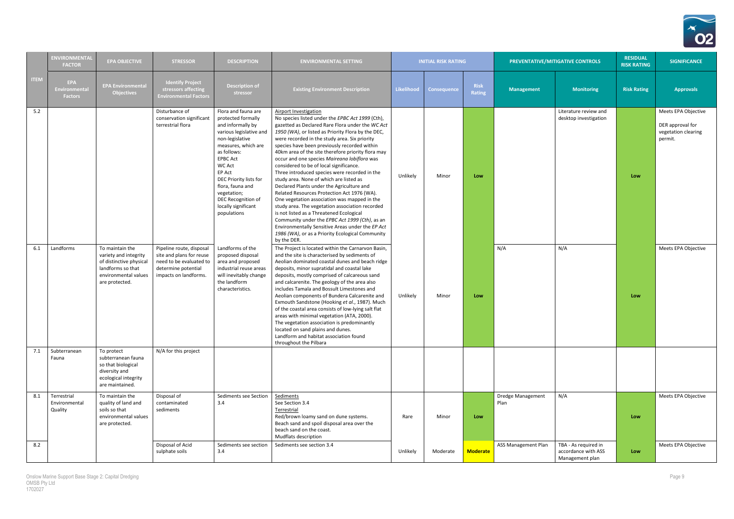| | ENVIRONMENTAL FACTOR | EPA OBJECTIVE | STRESSOR | DESCRIPTION | ENVIRONMENTAL SETTING | INITIAL RISK RATING | | | PREVENTATIVE/MITIGATIVE CONTROLS | | RESIDUAL RISK RATING | SIGNIFICANCE |
|---|---|---|---|---|---|---|---|---|---|---|---|---|
| ITEM | EPA Environmental Factors | EPA Environmental Objectives | Identify Project stressors affecting Environmental Factors | Description of stressor | Existing Environment Description | Likelihood | Consequence | Risk Rating | Management | Monitoring | Risk Rating | Approvals |
| 5.2 | | | Disturbance of conservation significant terrestrial flora | Flora and fauna are protected formally and informally by various legislative and non-legislative measures, which are as follows: EPBC Act WC Act EP Act DEC Priority lists for flora, fauna and vegetation; DEC Recognition of locally significant populations | Airport Investigation No species listed under the *EPBC Act 1999* (Cth), gazetted as Declared Rare Flora under the *WC Act 1950 (WA)*, or listed as Priority Flora by the DEC, were recorded in the study area. Six priority species have been previously recorded within 40km area of the site therefore priority flora may occur and one species *Maireana lobiflora* was considered to be of local significance. Three introduced species were recorded in the study area. None of which are listed as Declared Plants under the Agriculture and Related Resources Protection Act 1976 (WA). One vegetation association was mapped in the study area. The vegetation association recorded is not listed as a Threatened Ecological Community under the *EPBC Act 1999 (Cth)*, as an Environmentally Sensitive Areas under the *EP Act 1986 (WA)*, or as a Priority Ecological Community by the DER. | Unlikely | Minor | Low | | Literature review and desktop investigation | Low | Meets EPA Objective DER approval for vegetation clearing permit. |
| 6.1 | Landforms | To maintain the variety and integrity of distinctive physical landforms so that environmental values are protected. | Pipeline route, disposal site and plans for reuse need to be evaluated to determine potential impacts on landforms. | Landforms of the proposed disposal area and proposed industrial reuse areas will inevitably change the landform characteristics. | The Project is located within the Carnarvon Basin, and the site is characterised by sediments of Aeolian dominated coastal dunes and beach ridge deposits, minor supratidal and coastal lake deposits, mostly comprised of calcareous sand and calcarenite. The geology of the area also includes Tamala and Bossult Limestones and Aeolian components of Bundera Calcarenite and Exmouth Sandstone (Hooking *et al*., 1987). Much of the coastal area consists of low-lying salt flat areas with minimal vegetation (ATA, 2000). The vegetation association is predominantly located on sand plains and dunes. Landform and habitat association found throughout the Pilbara | Unlikely | Minor | Low | N/A | N/A | Low | Meets EPA Objective |
| 7.1 | Subterranean Fauna | To protect subterranean fauna so that biological diversity and ecological integrity are maintained. | N/A for this project | | | | | | | | | |
| 8.1 | Terrestrial Environmental Quality | To maintain the quality of land and soils so that environmental values are protected. | Disposal of contaminated sediments | Sediments see Section 3.4 | Sediments See Section 3.4 Terrestrial Red/brown loamy sand on dune systems. Beach sand and spoil disposal area over the beach sand on the coast. Mudflats description | Rare | Minor | Low | Dredge Management Plan | N/A | Low | Meets EPA Objective |
| 8.2 | | | Disposal of Acid sulphate soils | Sediments see section 3.4 | Sediments see section 3.4 | Unlikely | Moderate | **Moderate** | ASS Management Plan | TBA - As required in accordance with ASS Management plan | Low | Meets EPA Objective |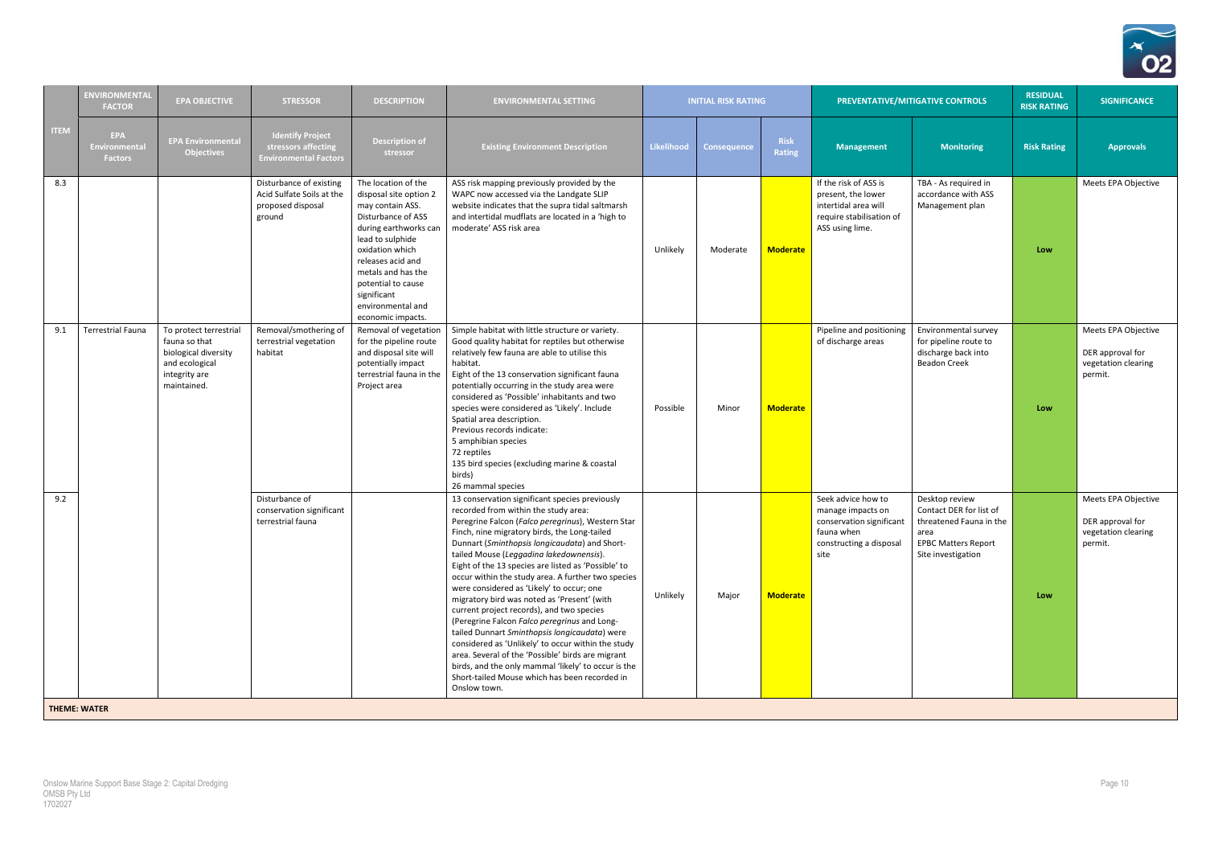| | ENVIRONMENTAL FACTOR | EPA OBJECTIVE | STRESSOR | DESCRIPTION | ENVIRONMENTAL SETTING | INITIAL RISK RATING | | | PREVENTATIVE/MITIGATIVE CONTROLS | | RESIDUAL RISK RATING | SIGNIFICANCE |
|---|---|---|---|---|---|---|---|---|---|---|---|---|
| ITEM | EPA Environmental Factors | EPA Environmental Objectives | Identify Project stressors affecting Environmental Factors | Description of stressor | Existing Environment Description | Likelihood | Consequence | Risk Rating | Management | Monitoring | Risk Rating | Approvals |
| 8.3 | | | Disturbance of existing Acid Sulfate Soils at the proposed disposal ground | The location of the disposal site option 2 may contain ASS. Disturbance of ASS during earthworks can lead to sulphide oxidation which releases acid and metals and has the potential to cause significant environmental and economic impacts. | ASS risk mapping previously provided by the WAPC now accessed via the Landgate SLIP website indicates that the supra tidal saltmarsh and intertidal mudflats are located in a 'high to moderate' ASS risk area | Unlikely | Moderate | **Moderate** | If the risk of ASS is present, the lower intertidal area will require stabilisation of ASS using lime. | TBA - As required in accordance with ASS Management plan | **Low** | Meets EPA Objective |
| 9.1 | Terrestrial Fauna | To protect terrestrial fauna so that biological diversity and ecological integrity are maintained. | Removal/smothering of terrestrial vegetation habitat | Removal of vegetation for the pipeline route and disposal site will potentially impact terrestrial fauna in the Project area | Simple habitat with little structure or variety. Good quality habitat for reptiles but otherwise relatively few fauna are able to utilise this habitat.<br>Eight of the 13 conservation significant fauna potentially occurring in the study area were considered as 'Possible' inhabitants and two species were considered as 'Likely'. Include Spatial area description.<br>Previous records indicate:<br>5 amphibian species<br>72 reptiles<br>135 bird species (excluding marine & coastal birds)<br>26 mammal species | Possible | Minor | **Moderate** | Pipeline and positioning of discharge areas | Environmental survey for pipeline route to discharge back into Beadon Creek | **Low** | Meets EPA Objective<br><br>DER approval for vegetation clearing permit. |
| 9.2 | | | Disturbance of conservation significant terrestrial fauna | | 13 conservation significant species previously recorded from within the study area:<br>Peregrine Falcon (*Falco peregrinus*), Western Star Finch, nine migratory birds, the Long-tailed Dunnart (*Sminthopsis longicaudata*) and Short-tailed Mouse (*Leggadina lakedownensis*).<br>Eight of the 13 species are listed as 'Possible' to occur within the study area. A further two species were considered as 'Likely' to occur; one migratory bird was noted as 'Present' (with current project records), and two species (Peregrine Falcon *Falco peregrinus* and Long-tailed Dunnart *Sminthopsis longicaudata*) were considered as 'Unlikely' to occur within the study area. Several of the 'Possible' birds are migrant birds, and the only mammal 'likely' to occur is the Short-tailed Mouse which has been recorded in Onslow town. | Unlikely | Major | **Moderate** | Seek advice how to manage impacts on conservation significant fauna when constructing a disposal site | Desktop review<br>Contact DER for list of threatened Fauna in the area<br>EPBC Matters Report<br>Site investigation | **Low** | Meets EPA Objective<br><br>DER approval for vegetation clearing permit. |
| **THEME: WATER** | | | | | | | | | | | | |

Onslow Marine Support Base Stage 2: Capital Dredging
OMSB Pty Ltd
1702027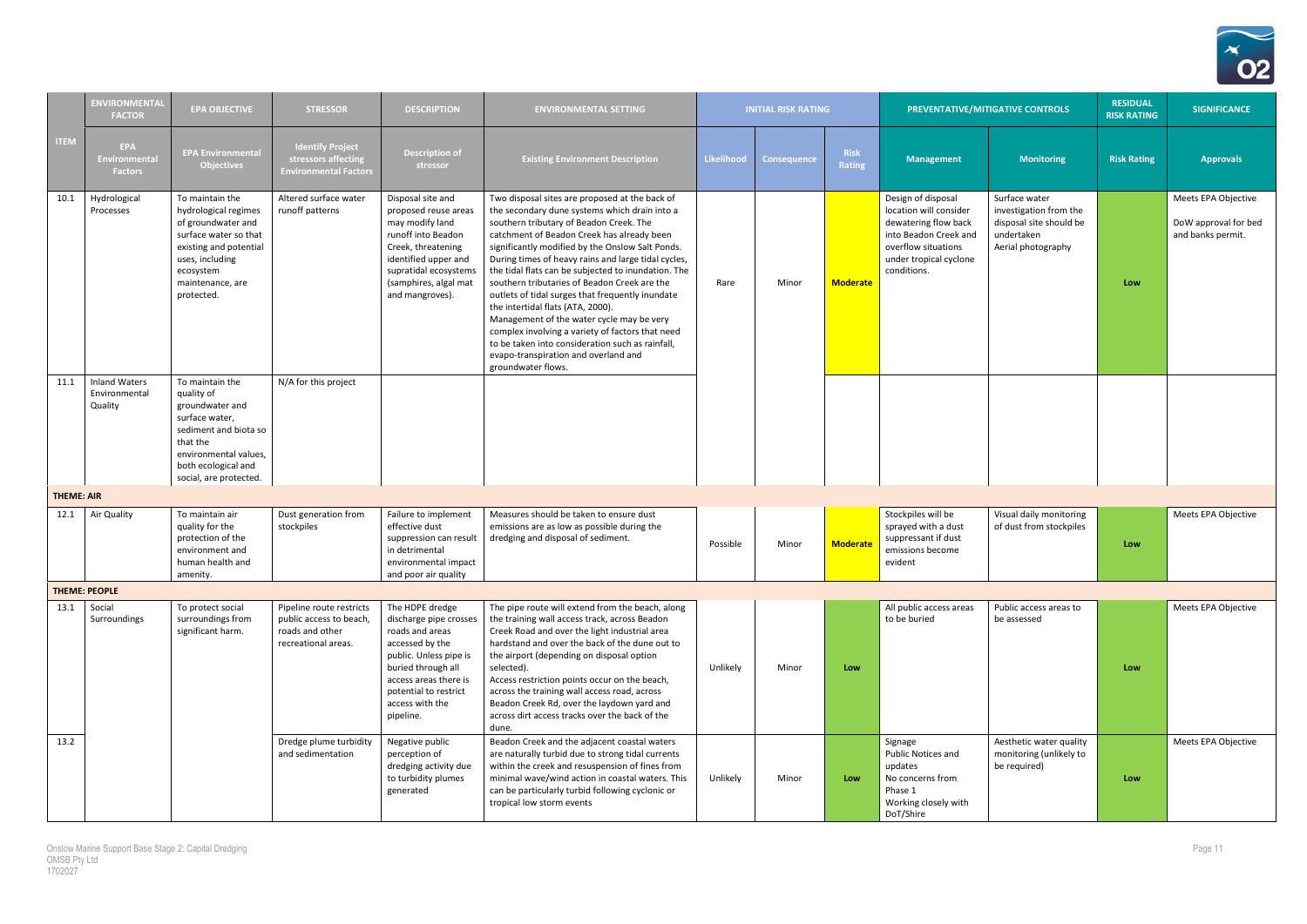| | ENVIRONMENTAL FACTOR | EPA OBJECTIVE | STRESSOR | DESCRIPTION | ENVIRONMENTAL SETTING | INITIAL RISK RATING | | | PREVENTATIVE/MITIGATIVE CONTROLS | | RESIDUAL RISK RATING | SIGNIFICANCE |
|---|---|---|---|---|---|---|---|---|---|---|---|---|
| ITEM | EPA Environmental Factors | EPA Environmental Objectives | Identify Project stressors affecting Environmental Factors | Description of stressor | Existing Environment Description | Likelihood | Consequence | Risk Rating | Management | Monitoring | Risk Rating | Approvals |
| 10.1 | Hydrological Processes | To maintain the hydrological regimes of groundwater and surface water so that existing and potential uses, including ecosystem maintenance, are protected. | Altered surface water runoff patterns | Disposal site and proposed reuse areas may modify land runoff into Beadon Creek, threatening identified upper and supratidal ecosystems (samphires, algal mat and mangroves). | Two disposal sites are proposed at the back of the secondary dune systems which drain into a southern tributary of Beadon Creek. The catchment of Beadon Creek has already been significantly modified by the Onslow Salt Ponds. During times of heavy rains and large tidal cycles, the tidal flats can be subjected to inundation. The southern tributaries of Beadon Creek are the outlets of tidal surges that frequently inundate the intertidal flats (ATA, 2000). Management of the water cycle may be very complex involving a variety of factors that need to be taken into consideration such as rainfall, evapo-transpiration and overland and groundwater flows. | Rare | Minor | **Moderate** | Design of disposal location will consider dewatering flow back into Beadon Creek and overflow situations under tropical cyclone conditions. | Surface water investigation from the disposal site should be undertaken Aerial photography | Low | Meets EPA Objective DoW approval for bed and banks permit. |
| 11.1 | Inland Waters Environmental Quality | To maintain the quality of groundwater and surface water, sediment and biota so that the environmental values, both ecological and social, are protected. | N/A for this project | | | | | | | | | |
| **THEME: AIR** | | | | | | | | | | | | |
| 12.1 | Air Quality | To maintain air quality for the protection of the environment and human health and amenity. | Dust generation from stockpiles | Failure to implement effective dust suppression can result in detrimental environmental impact and poor air quality | Measures should be taken to ensure dust emissions are as low as possible during the dredging and disposal of sediment. | Possible | Minor | **Moderate** | Stockpiles will be sprayed with a dust suppressant if dust emissions become evident | Visual daily monitoring of dust from stockpiles | Low | Meets EPA Objective |
| **THEME: PEOPLE** | | | | | | | | | | | | |
| 13.1 | Social Surroundings | To protect social surroundings from significant harm. | Pipeline route restricts public access to beach, roads and other recreational areas. | The HDPE dredge discharge pipe crosses roads and areas accessed by the public. Unless pipe is buried through all access areas there is potential to restrict access with the pipeline. | The pipe route will extend from the beach, along the training wall access track, across Beadon Creek Road and over the light industrial area hardstand and over the back of the dune out to the airport (depending on disposal option selected). Access restriction points occur on the beach, across the training wall access road, across Beadon Creek Rd, over the laydown yard and across dirt access tracks over the back of the dune. | Unlikely | Minor | Low | All public access areas to be buried | Public access areas to be assessed | Low | Meets EPA Objective |
| 13.2 | | | Dredge plume turbidity and sedimentation | Negative public perception of dredging activity due to turbidity plumes generated | Beadon Creek and the adjacent coastal waters are naturally turbid due to strong tidal currents within the creek and resuspension of fines from minimal wave/wind action in coastal waters. This can be particularly turbid following cyclonic or tropical low storm events | Unlikely | Minor | Low | Signage Public Notices and updates No concerns from Phase 1 Working closely with DoT/Shire | Aesthetic water quality monitoring (unlikely to be required) | Low | Meets EPA Objective |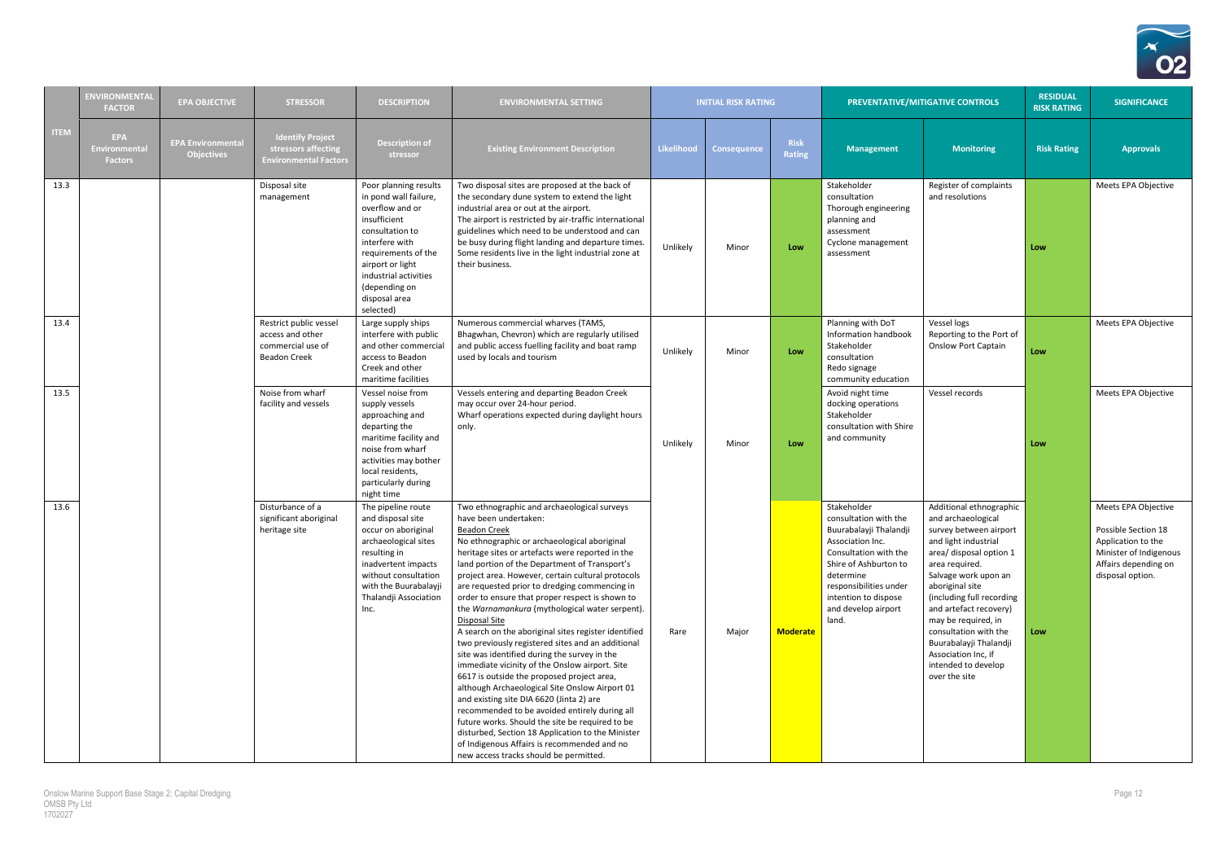| | ENVIRONMENTAL FACTOR | EPA OBJECTIVE | STRESSOR | DESCRIPTION | ENVIRONMENTAL SETTING | INITIAL RISK RATING | | | PREVENTATIVE/MITIGATIVE CONTROLS | | RESIDUAL RISK RATING | SIGNIFICANCE |
|---|---|---|---|---|---|---|---|---|---|---|---|---|
| ITEM | EPA Environmental Factors | EPA Environmental Objectives | Identify Project stressors affecting Environmental Factors | Description of stressor | Existing Environment Description | Likelihood | Consequence | Risk Rating | Management | Monitoring | Risk Rating | Approvals |
| 13.3 | | | Disposal site management | Poor planning results in pond wall failure, overflow and or insufficient consultation to interfere with requirements of the airport or light industrial activities (depending on disposal area selected) | Two disposal sites are proposed at the back of the secondary dune system to extend the light industrial area or out at the airport. The airport is restricted by air-traffic international guidelines which need to be understood and can be busy during flight landing and departure times. Some residents live in the light industrial zone at their business. | Unlikely | Minor | Low | Stakeholder consultation<br>Thorough engineering planning and assessment<br>Cyclone management assessment | Register of complaints and resolutions | Low | Meets EPA Objective |
| 13.4 | | | Restrict public vessel access and other commercial use of Beadon Creek | Large supply ships interfere with public and other commercial access to Beadon Creek and other maritime facilities | Numerous commercial wharves (TAMS, Bhagwhan, Chevron) which are regularly utilised and public access fuelling facility and boat ramp used by locals and tourism | Unlikely | Minor | Low | Planning with DoT Information handbook<br>Stakeholder consultation<br>Redo signage<br>community education | Vessel logs<br>Reporting to the Port of Onslow Port Captain | Low | Meets EPA Objective |
| 13.5 | | | Noise from wharf facility and vessels | Vessel noise from supply vessels approaching and departing the maritime facility and noise from wharf activities may bother local residents, particularly during night time | Vessels entering and departing Beadon Creek may occur over 24-hour period.<br>Wharf operations expected during daylight hours only. | Unlikely | Minor | Low | Avoid night time docking operations<br>Stakeholder consultation with Shire and community | Vessel records | Low | Meets EPA Objective |
| 13.6 | | | Disturbance of a significant aboriginal heritage site | The pipeline route and disposal site occur on aboriginal archaeological sites resulting in inadvertent impacts without consultation with the Buurabalayji Thalandji Association Inc. | Two ethnographic and archaeological surveys have been undertaken:<br>Beadon Creek<br>No ethnographic or archaeological aboriginal heritage sites or artefacts were reported in the land portion of the Department of Transport's project area. However, certain cultural protocols are requested prior to dredging commencing in order to ensure that proper respect is shown to the *Warnamankura* (mythological water serpent).<br>Disposal Site<br>A search on the aboriginal sites register identified two previously registered sites and an additional site was identified during the survey in the immediate vicinity of the Onslow airport. Site 6617 is outside the proposed project area, although Archaeological Site Onslow Airport 01 and existing site DIA 6620 (Jinta 2) are recommended to be avoided entirely during all future works. Should the site be required to be disturbed, Section 18 Application to the Minister of Indigenous Affairs is recommended and no new access tracks should be permitted. | Rare | Major | Moderate | Stakeholder consultation with the Buurabalayji Thalandji Association Inc.<br>Consultation with the Shire of Ashburton to determine responsibilities under intention to dispose and develop airport land. | Additional ethnographic and archaeological survey between airport and light industrial area/ disposal option 1 area required.<br>Salvage work upon an aboriginal site (including full recording and artefact recovery) may be required, in consultation with the Buurabalayji Thalandji Association Inc, if intended to develop over the site | Low | Meets EPA Objective<br>Possible Section 18 Application to the Minister of Indigenous Affairs depending on disposal option. |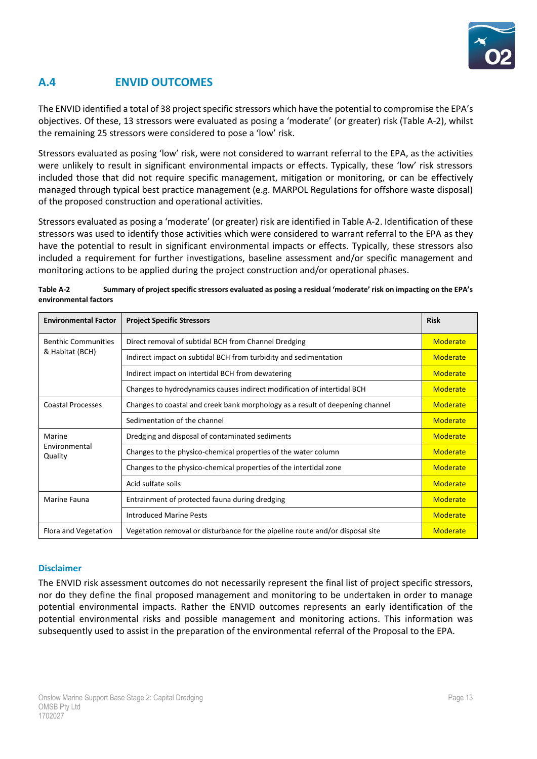## A.4 ENVID OUTCOMES

The ENVID identified a total of 38 project specific stressors which have the potential to compromise the EPA's objectives. Of these, 13 stressors were evaluated as posing a 'moderate' (or greater) risk (Table A-2), whilst the remaining 25 stressors were considered to pose a 'low' risk.

Stressors evaluated as posing 'low' risk, were not considered to warrant referral to the EPA, as the activities were unlikely to result in significant environmental impacts or effects. Typically, these 'low' risk stressors included those that did not require specific management, mitigation or monitoring, or can be effectively managed through typical best practice management (e.g. MARPOL Regulations for offshore waste disposal) of the proposed construction and operational activities.

Stressors evaluated as posing a 'moderate' (or greater) risk are identified in Table A-2. Identification of these stressors was used to identify those activities which were considered to warrant referral to the EPA as they have the potential to result in significant environmental impacts or effects. Typically, these stressors also included a requirement for further investigations, baseline assessment and/or specific management and monitoring actions to be applied during the project construction and/or operational phases.

**Table A-2 Summary of project specific stressors evaluated as posing a residual 'moderate' risk on impacting on the EPA's environmental factors**

| Environmental Factor | Project Specific Stressors | Risk |
|---|---|---|
| Benthic Communities & Habitat (BCH) | Direct removal of subtidal BCH from Channel Dredging | Moderate |
| | Indirect impact on subtidal BCH from turbidity and sedimentation | Moderate |
| | Indirect impact on intertidal BCH from dewatering | Moderate |
| | Changes to hydrodynamics causes indirect modification of intertidal BCH | Moderate |
| Coastal Processes | Changes to coastal and creek bank morphology as a result of deepening channel | Moderate |
| | Sedimentation of the channel | Moderate |
| Marine Environmental Quality | Dredging and disposal of contaminated sediments | Moderate |
| | Changes to the physico-chemical properties of the water column | Moderate |
| | Changes to the physico-chemical properties of the intertidal zone | Moderate |
| | Acid sulfate soils | Moderate |
| Marine Fauna | Entrainment of protected fauna during dredging | Moderate |
| | Introduced Marine Pests | Moderate |
| Flora and Vegetation | Vegetation removal or disturbance for the pipeline route and/or disposal site | Moderate |

### Disclaimer

The ENVID risk assessment outcomes do not necessarily represent the final list of project specific stressors, nor do they define the final proposed management and monitoring to be undertaken in order to manage potential environmental impacts. Rather the ENVID outcomes represents an early identification of the potential environmental risks and possible management and monitoring actions. This information was subsequently used to assist in the preparation of the environmental referral of the Proposal to the EPA.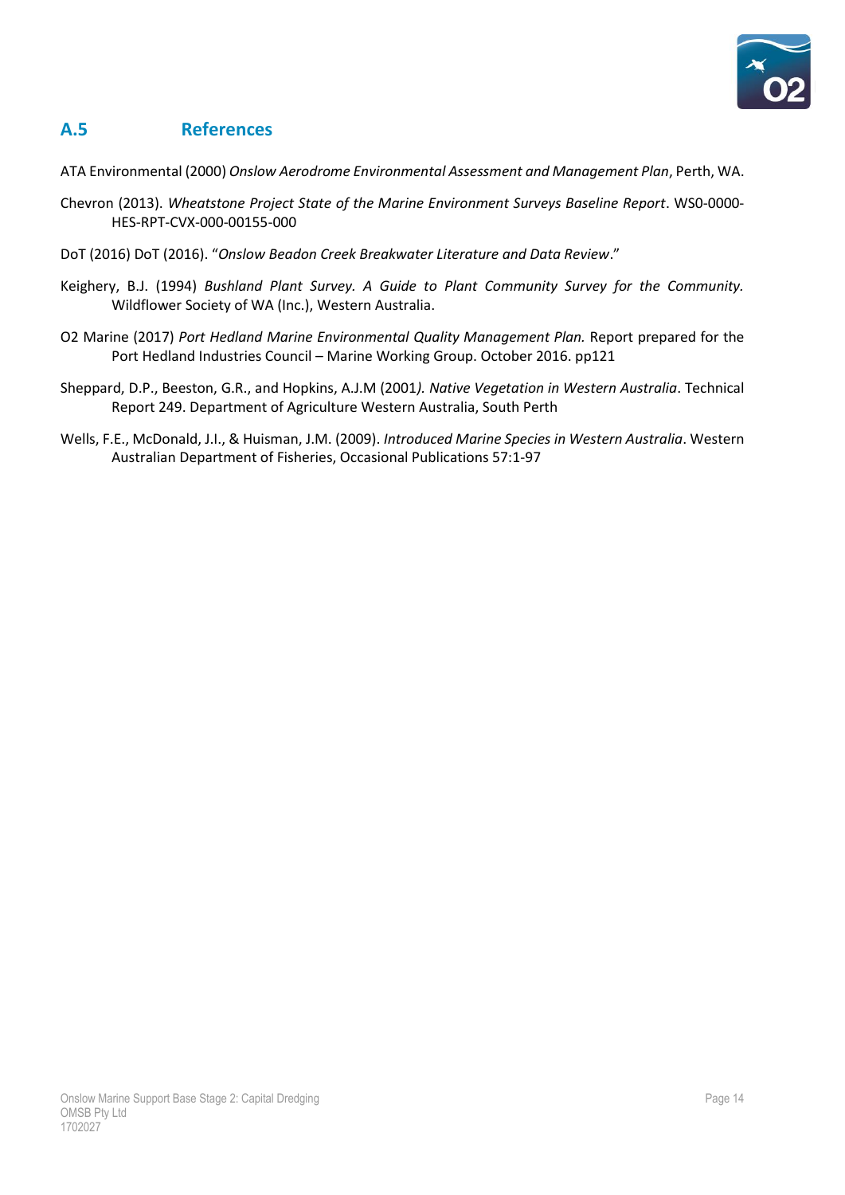## A.5 References

ATA Environmental (2000) *Onslow Aerodrome Environmental Assessment and Management Plan*, Perth, WA.

Chevron (2013). *Wheatstone Project State of the Marine Environment Surveys Baseline Report*. WS0-0000-HES-RPT-CVX-000-00155-000

DoT (2016) DoT (2016). "*Onslow Beadon Creek Breakwater Literature and Data Review*."

Keighery, B.J. (1994) *Bushland Plant Survey. A Guide to Plant Community Survey for the Community.* Wildflower Society of WA (Inc.), Western Australia.

O2 Marine (2017) *Port Hedland Marine Environmental Quality Management Plan.* Report prepared for the Port Hedland Industries Council – Marine Working Group. October 2016. pp121

Sheppard, D.P., Beeston, G.R., and Hopkins, A.J.M (2001*). Native Vegetation in Western Australia*. Technical Report 249. Department of Agriculture Western Australia, South Perth

Wells, F.E., McDonald, J.I., & Huisman, J.M. (2009). *Introduced Marine Species in Western Australia*. Western Australian Department of Fisheries, Occasional Publications 57:1-97